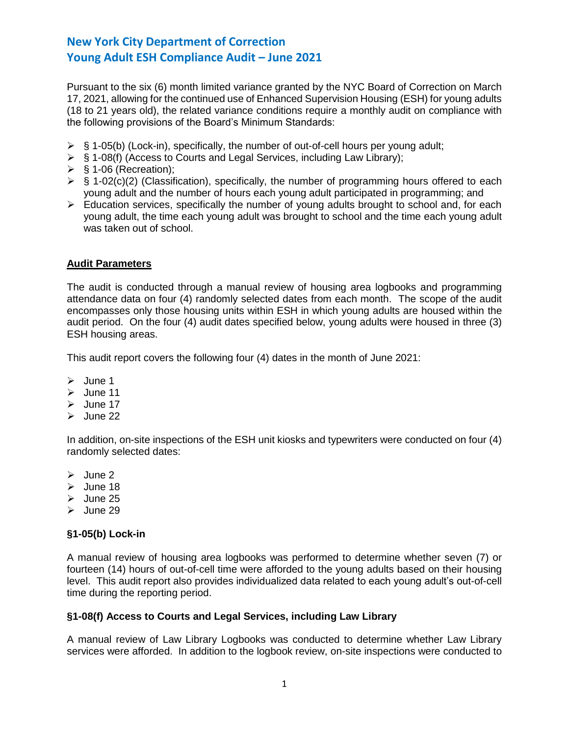# New York City Department of Correction
# Young Adult ESH Compliance Audit – June 2021

Pursuant to the six (6) month limited variance granted by the NYC Board of Correction on March 17, 2021, allowing for the continued use of Enhanced Supervision Housing (ESH) for young adults (18 to 21 years old), the related variance conditions require a monthly audit on compliance with the following provisions of the Board's Minimum Standards:

- § 1-05(b) (Lock-in), specifically, the number of out-of-cell hours per young adult;
- § 1-08(f) (Access to Courts and Legal Services, including Law Library);
- § 1-06 (Recreation);
- § 1-02(c)(2) (Classification), specifically, the number of programming hours offered to each young adult and the number of hours each young adult participated in programming; and
- Education services, specifically the number of young adults brought to school and, for each young adult, the time each young adult was brought to school and the time each young adult was taken out of school.

## Audit Parameters

The audit is conducted through a manual review of housing area logbooks and programming attendance data on four (4) randomly selected dates from each month. The scope of the audit encompasses only those housing units within ESH in which young adults are housed within the audit period. On the four (4) audit dates specified below, young adults were housed in three (3) ESH housing areas.

This audit report covers the following four (4) dates in the month of June 2021:

- June 1
- June 11
- June 17
- June 22

In addition, on-site inspections of the ESH unit kiosks and typewriters were conducted on four (4) randomly selected dates:

- June 2
- June 18
- June 25
- June 29

### §1-05(b) Lock-in

A manual review of housing area logbooks was performed to determine whether seven (7) or fourteen (14) hours of out-of-cell time were afforded to the young adults based on their housing level. This audit report also provides individualized data related to each young adult's out-of-cell time during the reporting period.

### §1-08(f) Access to Courts and Legal Services, including Law Library

A manual review of Law Library Logbooks was conducted to determine whether Law Library services were afforded. In addition to the logbook review, on-site inspections were conducted to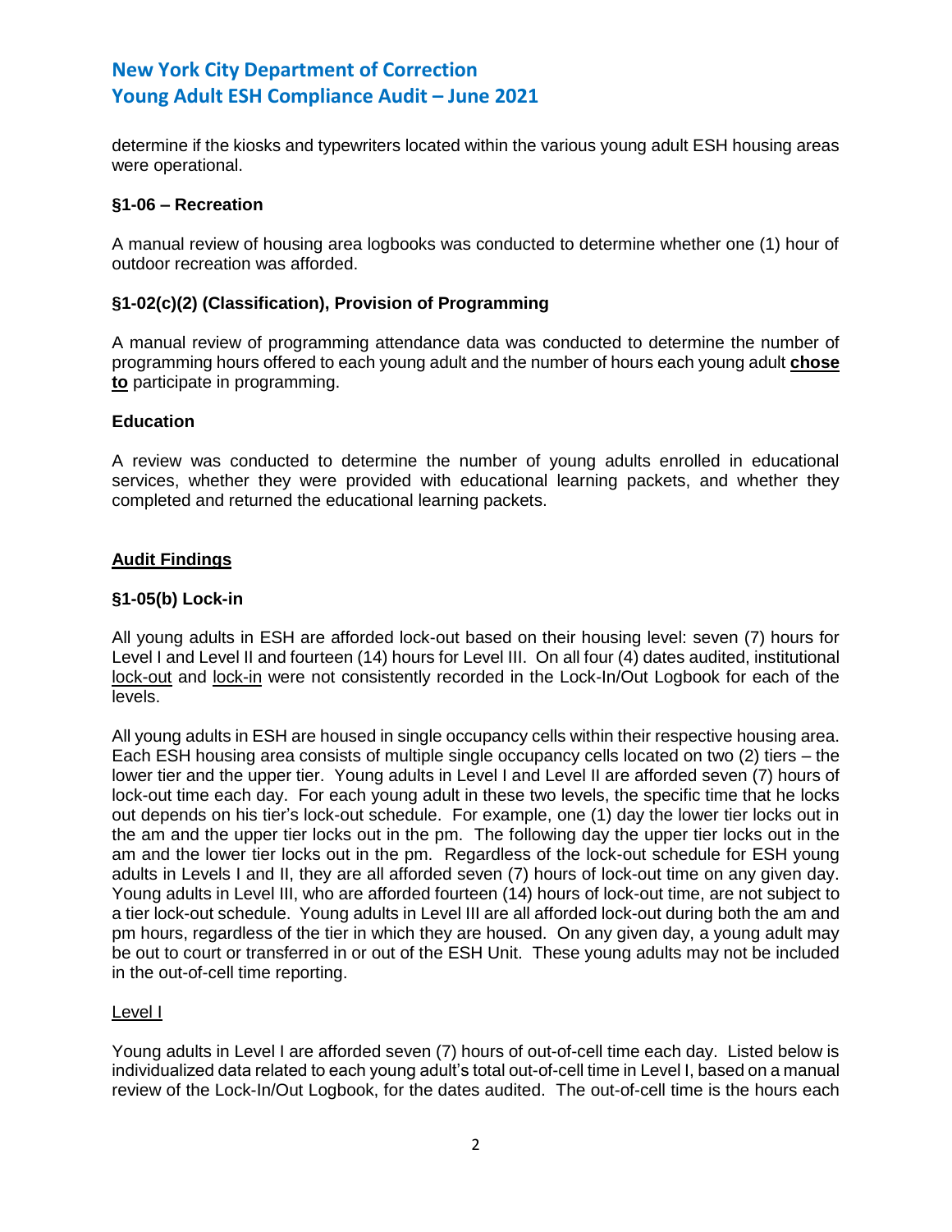determine if the kiosks and typewriters located within the various young adult ESH housing areas were operational.

### §1-06 – Recreation

A manual review of housing area logbooks was conducted to determine whether one (1) hour of outdoor recreation was afforded.

### §1-02(c)(2) (Classification), Provision of Programming

A manual review of programming attendance data was conducted to determine the number of programming hours offered to each young adult and the number of hours each young adult **chose to** participate in programming.

### Education

A review was conducted to determine the number of young adults enrolled in educational services, whether they were provided with educational learning packets, and whether they completed and returned the educational learning packets.

## Audit Findings

### §1-05(b) Lock-in

All young adults in ESH are afforded lock-out based on their housing level: seven (7) hours for Level I and Level II and fourteen (14) hours for Level III. On all four (4) dates audited, institutional lock-out and lock-in were not consistently recorded in the Lock-In/Out Logbook for each of the levels.

All young adults in ESH are housed in single occupancy cells within their respective housing area. Each ESH housing area consists of multiple single occupancy cells located on two (2) tiers – the lower tier and the upper tier. Young adults in Level I and Level II are afforded seven (7) hours of lock-out time each day. For each young adult in these two levels, the specific time that he locks out depends on his tier's lock-out schedule. For example, one (1) day the lower tier locks out in the am and the upper tier locks out in the pm. The following day the upper tier locks out in the am and the lower tier locks out in the pm. Regardless of the lock-out schedule for ESH young adults in Levels I and II, they are all afforded seven (7) hours of lock-out time on any given day. Young adults in Level III, who are afforded fourteen (14) hours of lock-out time, are not subject to a tier lock-out schedule. Young adults in Level III are all afforded lock-out during both the am and pm hours, regardless of the tier in which they are housed. On any given day, a young adult may be out to court or transferred in or out of the ESH Unit. These young adults may not be included in the out-of-cell time reporting.

#### Level I

Young adults in Level I are afforded seven (7) hours of out-of-cell time each day. Listed below is individualized data related to each young adult's total out-of-cell time in Level I, based on a manual review of the Lock-In/Out Logbook, for the dates audited. The out-of-cell time is the hours each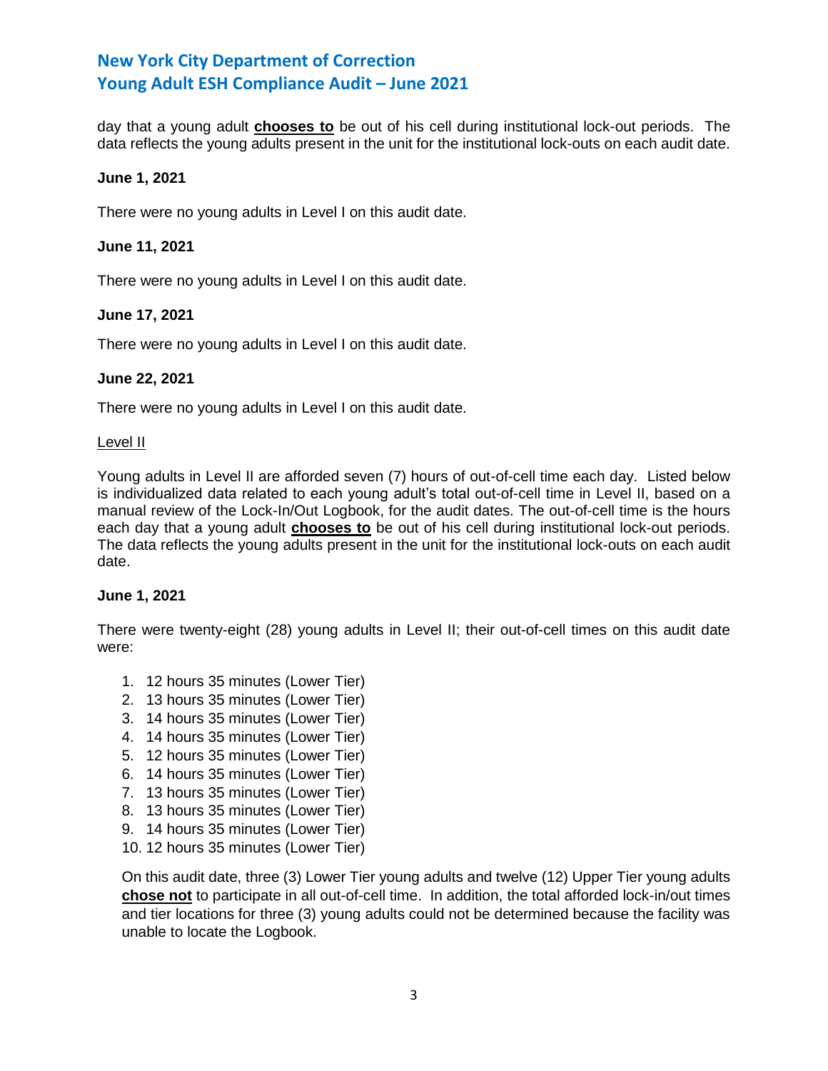day that a young adult **<u>chooses to</u>** be out of his cell during institutional lock-out periods. The data reflects the young adults present in the unit for the institutional lock-outs on each audit date.

**June 1, 2021**

There were no young adults in Level I on this audit date.

**June 11, 2021**

There were no young adults in Level I on this audit date.

**June 17, 2021**

There were no young adults in Level I on this audit date.

**June 22, 2021**

There were no young adults in Level I on this audit date.

<u>Level II</u>

Young adults in Level II are afforded seven (7) hours of out-of-cell time each day. Listed below is individualized data related to each young adult's total out-of-cell time in Level II, based on a manual review of the Lock-In/Out Logbook, for the audit dates. The out-of-cell time is the hours each day that a young adult **<u>chooses to</u>** be out of his cell during institutional lock-out periods. The data reflects the young adults present in the unit for the institutional lock-outs on each audit date.

**June 1, 2021**

There were twenty-eight (28) young adults in Level II; their out-of-cell times on this audit date were:

1. 12 hours 35 minutes (Lower Tier)
2. 13 hours 35 minutes (Lower Tier)
3. 14 hours 35 minutes (Lower Tier)
4. 14 hours 35 minutes (Lower Tier)
5. 12 hours 35 minutes (Lower Tier)
6. 14 hours 35 minutes (Lower Tier)
7. 13 hours 35 minutes (Lower Tier)
8. 13 hours 35 minutes (Lower Tier)
9. 14 hours 35 minutes (Lower Tier)
10. 12 hours 35 minutes (Lower Tier)

On this audit date, three (3) Lower Tier young adults and twelve (12) Upper Tier young adults **<u>chose not</u>** to participate in all out-of-cell time. In addition, the total afforded lock-in/out times and tier locations for three (3) young adults could not be determined because the facility was unable to locate the Logbook.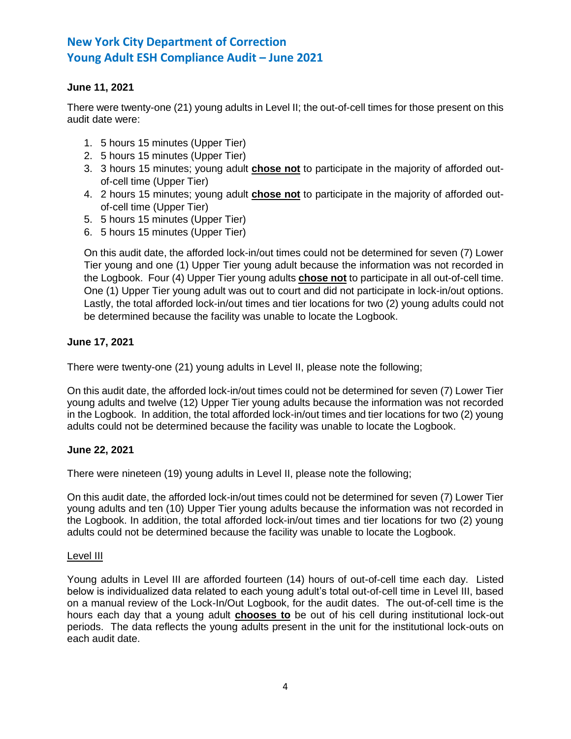**June 11, 2021**

There were twenty-one (21) young adults in Level II; the out-of-cell times for those present on this audit date were:

1. 5 hours 15 minutes (Upper Tier)
2. 5 hours 15 minutes (Upper Tier)
3. 3 hours 15 minutes; young adult **chose not** to participate in the majority of afforded out-of-cell time (Upper Tier)
4. 2 hours 15 minutes; young adult **chose not** to participate in the majority of afforded out-of-cell time (Upper Tier)
5. 5 hours 15 minutes (Upper Tier)
6. 5 hours 15 minutes (Upper Tier)

On this audit date, the afforded lock-in/out times could not be determined for seven (7) Lower Tier young and one (1) Upper Tier young adult because the information was not recorded in the Logbook. Four (4) Upper Tier young adults **chose not** to participate in all out-of-cell time. One (1) Upper Tier young adult was out to court and did not participate in lock-in/out options. Lastly, the total afforded lock-in/out times and tier locations for two (2) young adults could not be determined because the facility was unable to locate the Logbook.

**June 17, 2021**

There were twenty-one (21) young adults in Level II, please note the following;

On this audit date, the afforded lock-in/out times could not be determined for seven (7) Lower Tier young adults and twelve (12) Upper Tier young adults because the information was not recorded in the Logbook. In addition, the total afforded lock-in/out times and tier locations for two (2) young adults could not be determined because the facility was unable to locate the Logbook.

**June 22, 2021**

There were nineteen (19) young adults in Level II, please note the following;

On this audit date, the afforded lock-in/out times could not be determined for seven (7) Lower Tier young adults and ten (10) Upper Tier young adults because the information was not recorded in the Logbook. In addition, the total afforded lock-in/out times and tier locations for two (2) young adults could not be determined because the facility was unable to locate the Logbook.

Level III

Young adults in Level III are afforded fourteen (14) hours of out-of-cell time each day. Listed below is individualized data related to each young adult's total out-of-cell time in Level III, based on a manual review of the Lock-In/Out Logbook, for the audit dates. The out-of-cell time is the hours each day that a young adult **chooses to** be out of his cell during institutional lock-out periods. The data reflects the young adults present in the unit for the institutional lock-outs on each audit date.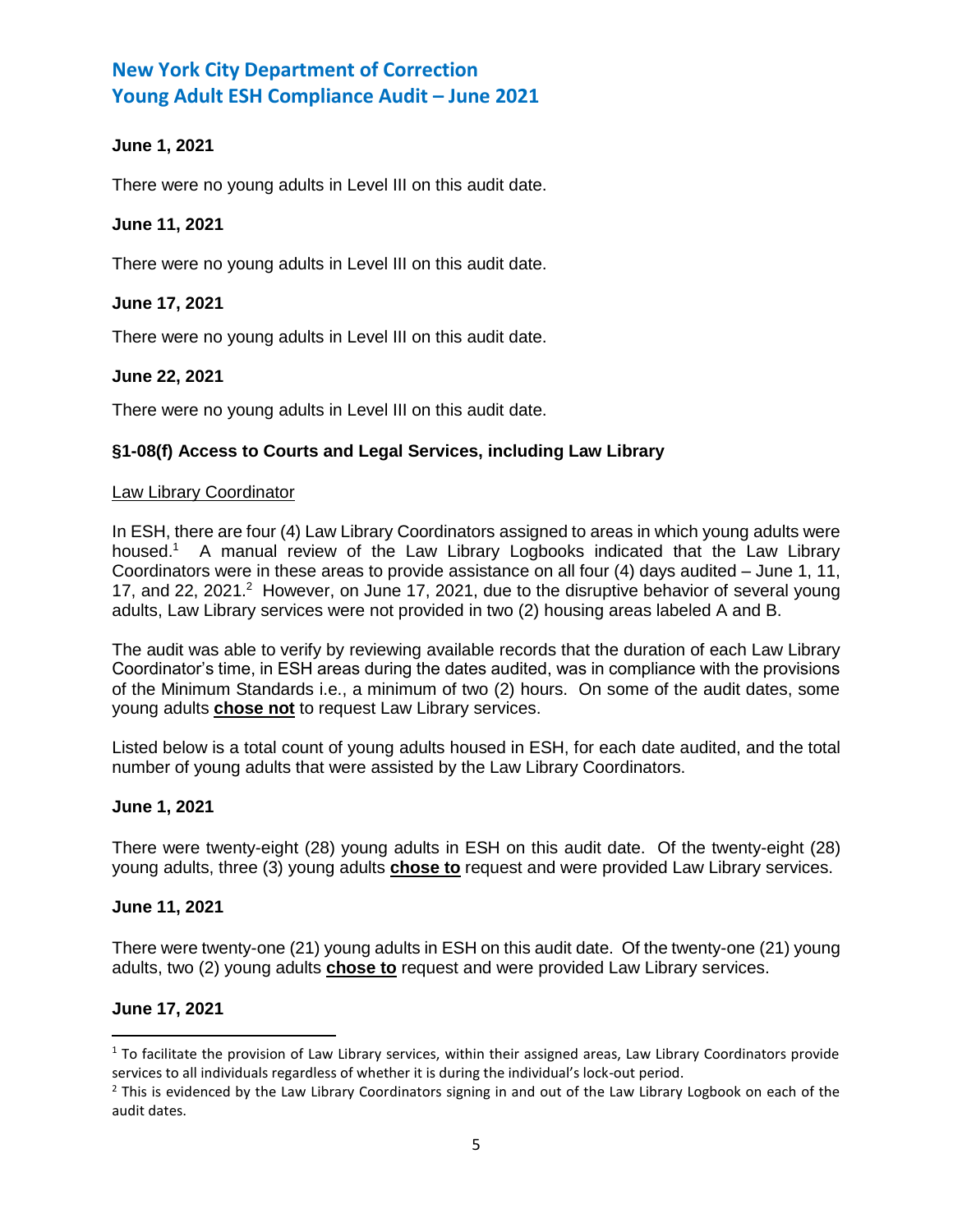**June 1, 2021**

There were no young adults in Level III on this audit date.

**June 11, 2021**

There were no young adults in Level III on this audit date.

**June 17, 2021**

There were no young adults in Level III on this audit date.

**June 22, 2021**

There were no young adults in Level III on this audit date.

**§1-08(f) Access to Courts and Legal Services, including Law Library**

Law Library Coordinator

In ESH, there are four (4) Law Library Coordinators assigned to areas in which young adults were housed.[1] A manual review of the Law Library Logbooks indicated that the Law Library Coordinators were in these areas to provide assistance on all four (4) days audited – June 1, 11, 17, and 22, 2021.[2] However, on June 17, 2021, due to the disruptive behavior of several young adults, Law Library services were not provided in two (2) housing areas labeled A and B.

The audit was able to verify by reviewing available records that the duration of each Law Library Coordinator's time, in ESH areas during the dates audited, was in compliance with the provisions of the Minimum Standards i.e., a minimum of two (2) hours. On some of the audit dates, some young adults **chose not** to request Law Library services.

Listed below is a total count of young adults housed in ESH, for each date audited, and the total number of young adults that were assisted by the Law Library Coordinators.

**June 1, 2021**

There were twenty-eight (28) young adults in ESH on this audit date. Of the twenty-eight (28) young adults, three (3) young adults **chose to** request and were provided Law Library services.

**June 11, 2021**

There were twenty-one (21) young adults in ESH on this audit date. Of the twenty-one (21) young adults, two (2) young adults **chose to** request and were provided Law Library services.

**June 17, 2021**

[1] To facilitate the provision of Law Library services, within their assigned areas, Law Library Coordinators provide services to all individuals regardless of whether it is during the individual's lock-out period.

[2] This is evidenced by the Law Library Coordinators signing in and out of the Law Library Logbook on each of the audit dates.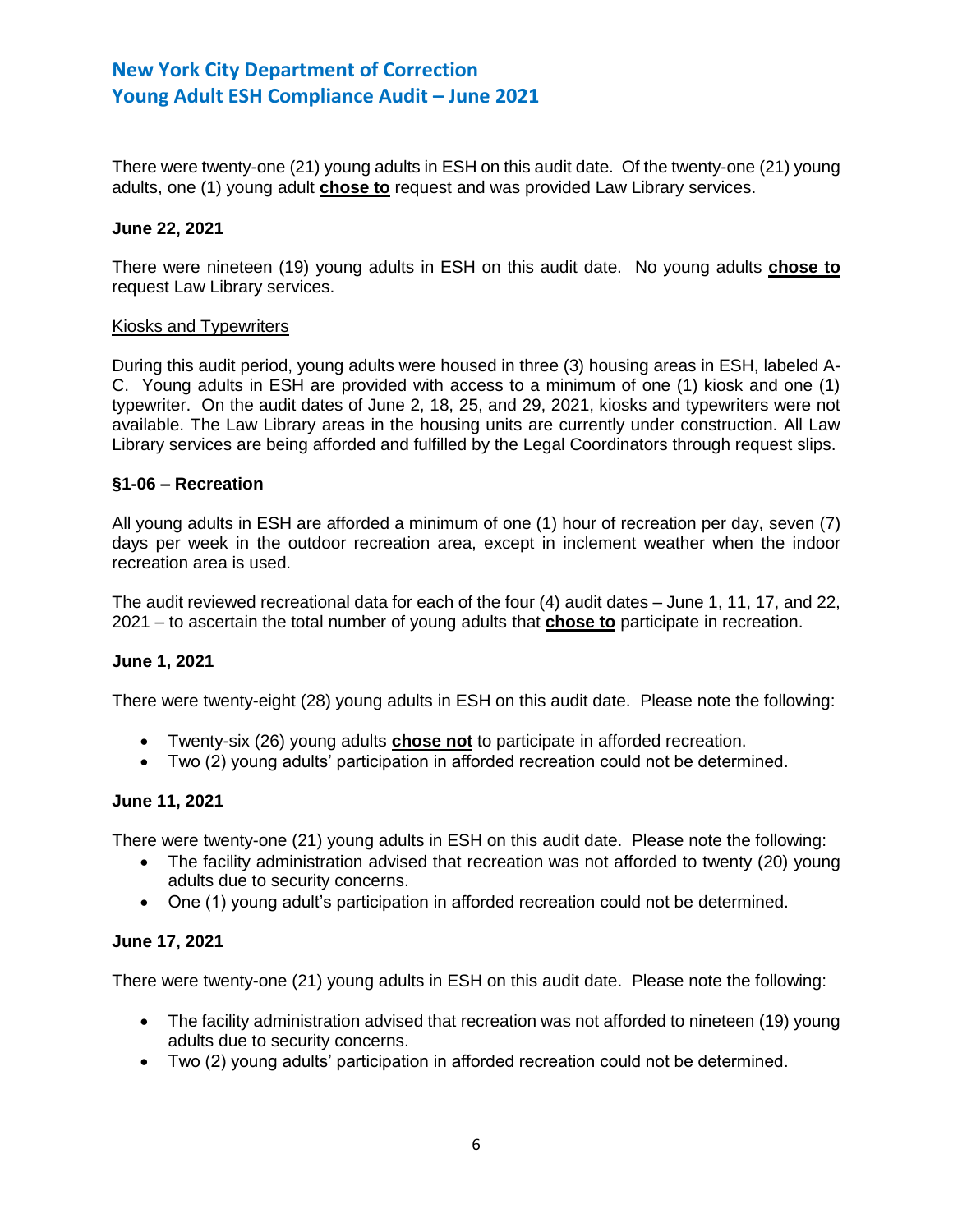There were twenty-one (21) young adults in ESH on this audit date. Of the twenty-one (21) young adults, one (1) young adult **chose to** request and was provided Law Library services.

**June 22, 2021**

There were nineteen (19) young adults in ESH on this audit date. No young adults **chose to** request Law Library services.

Kiosks and Typewriters

During this audit period, young adults were housed in three (3) housing areas in ESH, labeled A-C. Young adults in ESH are provided with access to a minimum of one (1) kiosk and one (1) typewriter. On the audit dates of June 2, 18, 25, and 29, 2021, kiosks and typewriters were not available. The Law Library areas in the housing units are currently under construction. All Law Library services are being afforded and fulfilled by the Legal Coordinators through request slips.

**§1-06 – Recreation**

All young adults in ESH are afforded a minimum of one (1) hour of recreation per day, seven (7) days per week in the outdoor recreation area, except in inclement weather when the indoor recreation area is used.

The audit reviewed recreational data for each of the four (4) audit dates – June 1, 11, 17, and 22, 2021 – to ascertain the total number of young adults that **chose to** participate in recreation.

**June 1, 2021**

There were twenty-eight (28) young adults in ESH on this audit date. Please note the following:

- Twenty-six (26) young adults **chose not** to participate in afforded recreation.
- Two (2) young adults' participation in afforded recreation could not be determined.

**June 11, 2021**

There were twenty-one (21) young adults in ESH on this audit date. Please note the following:

- The facility administration advised that recreation was not afforded to twenty (20) young adults due to security concerns.
- One (1) young adult's participation in afforded recreation could not be determined.

**June 17, 2021**

There were twenty-one (21) young adults in ESH on this audit date. Please note the following:

- The facility administration advised that recreation was not afforded to nineteen (19) young adults due to security concerns.
- Two (2) young adults' participation in afforded recreation could not be determined.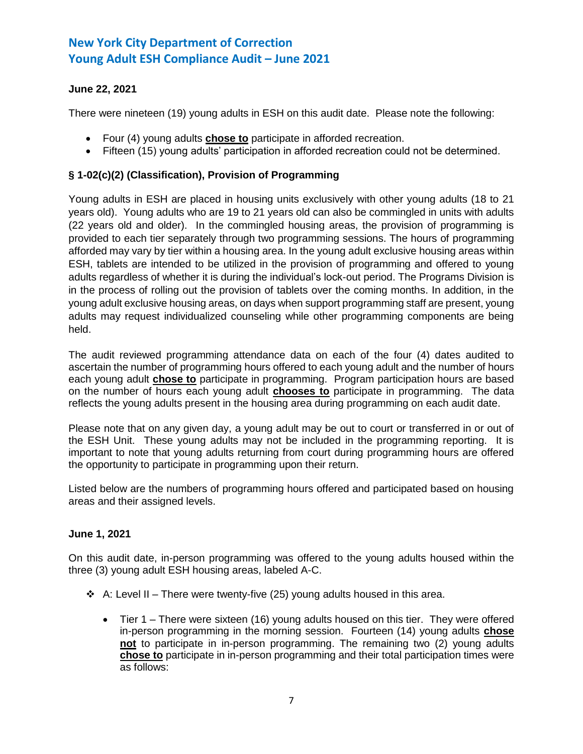**June 22, 2021**

There were nineteen (19) young adults in ESH on this audit date. Please note the following:

- Four (4) young adults **chose to** participate in afforded recreation.
- Fifteen (15) young adults' participation in afforded recreation could not be determined.

**§ 1-02(c)(2) (Classification), Provision of Programming**

Young adults in ESH are placed in housing units exclusively with other young adults (18 to 21 years old). Young adults who are 19 to 21 years old can also be commingled in units with adults (22 years old and older). In the commingled housing areas, the provision of programming is provided to each tier separately through two programming sessions. The hours of programming afforded may vary by tier within a housing area. In the young adult exclusive housing areas within ESH, tablets are intended to be utilized in the provision of programming and offered to young adults regardless of whether it is during the individual's lock-out period. The Programs Division is in the process of rolling out the provision of tablets over the coming months. In addition, in the young adult exclusive housing areas, on days when support programming staff are present, young adults may request individualized counseling while other programming components are being held.

The audit reviewed programming attendance data on each of the four (4) dates audited to ascertain the number of programming hours offered to each young adult and the number of hours each young adult **chose to** participate in programming. Program participation hours are based on the number of hours each young adult **chooses to** participate in programming. The data reflects the young adults present in the housing area during programming on each audit date.

Please note that on any given day, a young adult may be out to court or transferred in or out of the ESH Unit. These young adults may not be included in the programming reporting. It is important to note that young adults returning from court during programming hours are offered the opportunity to participate in programming upon their return.

Listed below are the numbers of programming hours offered and participated based on housing areas and their assigned levels.

**June 1, 2021**

On this audit date, in-person programming was offered to the young adults housed within the three (3) young adult ESH housing areas, labeled A-C.

- A: Level II – There were twenty-five (25) young adults housed in this area.
  - Tier 1 – There were sixteen (16) young adults housed on this tier. They were offered in-person programming in the morning session. Fourteen (14) young adults **chose not** to participate in in-person programming. The remaining two (2) young adults **chose to** participate in in-person programming and their total participation times were as follows: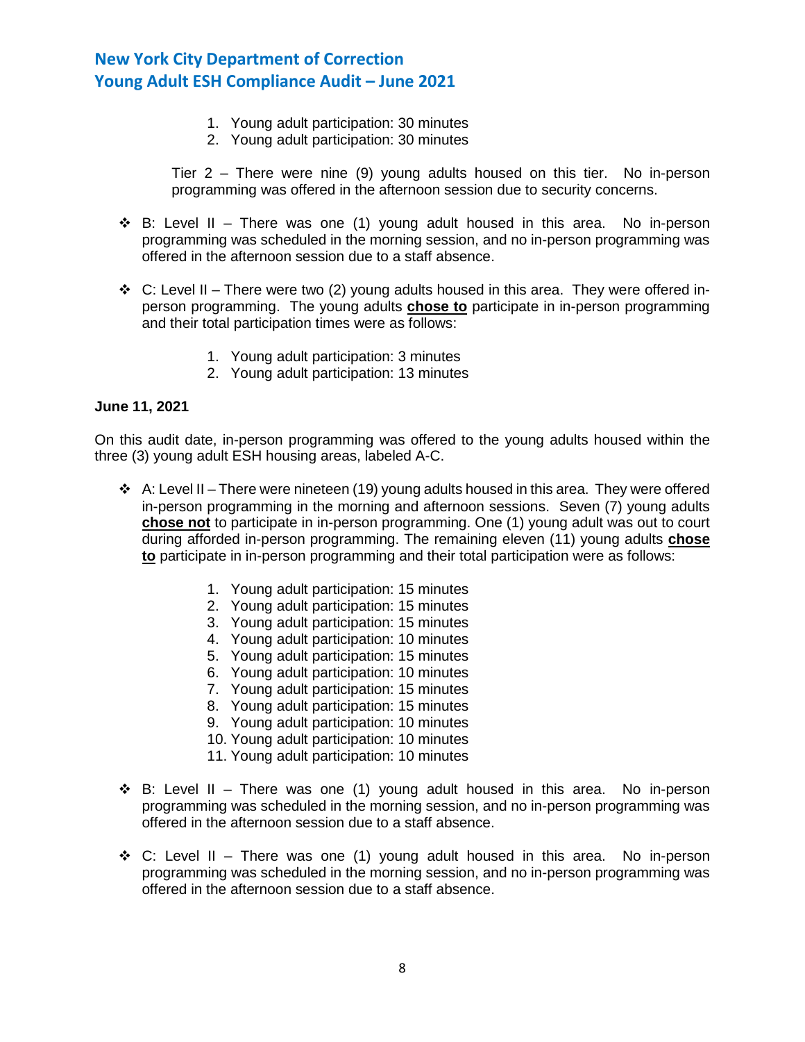1. Young adult participation: 30 minutes
2. Young adult participation: 30 minutes

Tier 2 – There were nine (9) young adults housed on this tier. No in-person programming was offered in the afternoon session due to security concerns.

- B: Level II – There was one (1) young adult housed in this area. No in-person programming was scheduled in the morning session, and no in-person programming was offered in the afternoon session due to a staff absence.

- C: Level II – There were two (2) young adults housed in this area. They were offered in-person programming. The young adults **chose to** participate in in-person programming and their total participation times were as follows:

  1. Young adult participation: 3 minutes
  2. Young adult participation: 13 minutes

**June 11, 2021**

On this audit date, in-person programming was offered to the young adults housed within the three (3) young adult ESH housing areas, labeled A-C.

- A: Level II – There were nineteen (19) young adults housed in this area. They were offered in-person programming in the morning and afternoon sessions. Seven (7) young adults **chose not** to participate in in-person programming. One (1) young adult was out to court during afforded in-person programming. The remaining eleven (11) young adults **chose to** participate in in-person programming and their total participation were as follows:

  1. Young adult participation: 15 minutes
  2. Young adult participation: 15 minutes
  3. Young adult participation: 15 minutes
  4. Young adult participation: 10 minutes
  5. Young adult participation: 15 minutes
  6. Young adult participation: 10 minutes
  7. Young adult participation: 15 minutes
  8. Young adult participation: 15 minutes
  9. Young adult participation: 10 minutes
  10. Young adult participation: 10 minutes
  11. Young adult participation: 10 minutes

- B: Level II – There was one (1) young adult housed in this area. No in-person programming was scheduled in the morning session, and no in-person programming was offered in the afternoon session due to a staff absence.

- C: Level II – There was one (1) young adult housed in this area. No in-person programming was scheduled in the morning session, and no in-person programming was offered in the afternoon session due to a staff absence.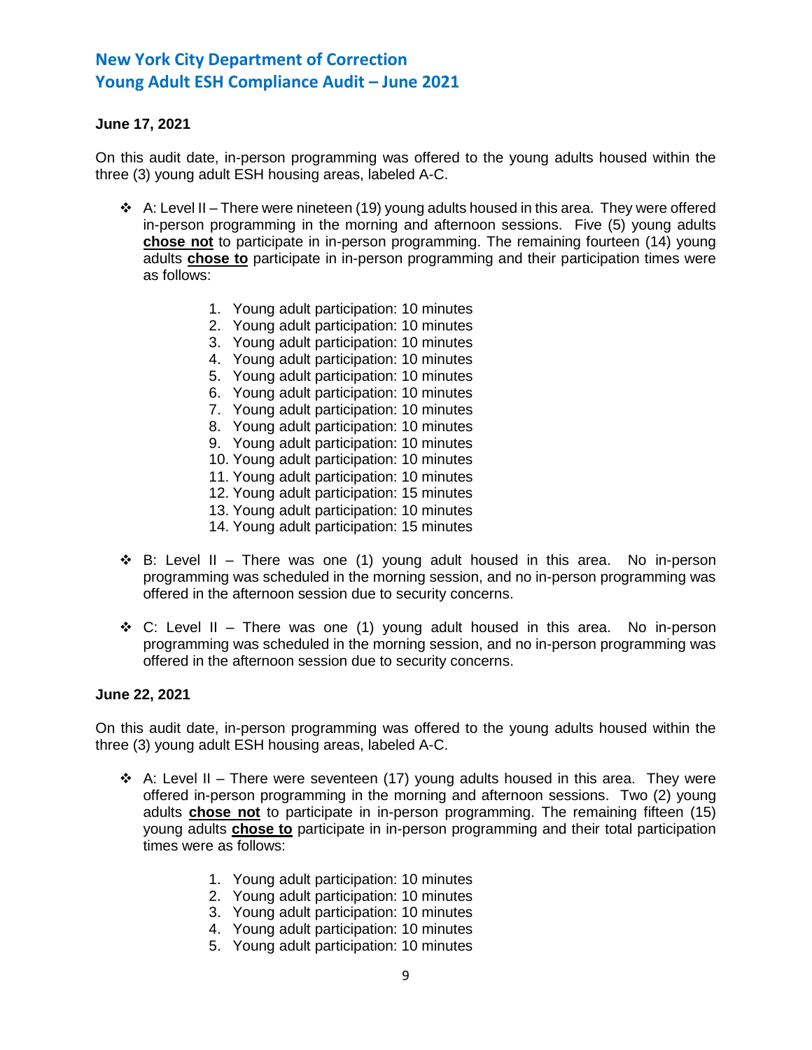**June 17, 2021**

On this audit date, in-person programming was offered to the young adults housed within the three (3) young adult ESH housing areas, labeled A-C.

- A: Level II – There were nineteen (19) young adults housed in this area. They were offered in-person programming in the morning and afternoon sessions. Five (5) young adults **chose not** to participate in in-person programming. The remaining fourteen (14) young adults **chose to** participate in in-person programming and their participation times were as follows:

    1. Young adult participation: 10 minutes
    2. Young adult participation: 10 minutes
    3. Young adult participation: 10 minutes
    4. Young adult participation: 10 minutes
    5. Young adult participation: 10 minutes
    6. Young adult participation: 10 minutes
    7. Young adult participation: 10 minutes
    8. Young adult participation: 10 minutes
    9. Young adult participation: 10 minutes
    10. Young adult participation: 10 minutes
    11. Young adult participation: 10 minutes
    12. Young adult participation: 15 minutes
    13. Young adult participation: 10 minutes
    14. Young adult participation: 15 minutes

- B: Level II – There was one (1) young adult housed in this area. No in-person programming was scheduled in the morning session, and no in-person programming was offered in the afternoon session due to security concerns.

- C: Level II – There was one (1) young adult housed in this area. No in-person programming was scheduled in the morning session, and no in-person programming was offered in the afternoon session due to security concerns.

**June 22, 2021**

On this audit date, in-person programming was offered to the young adults housed within the three (3) young adult ESH housing areas, labeled A-C.

- A: Level II – There were seventeen (17) young adults housed in this area. They were offered in-person programming in the morning and afternoon sessions. Two (2) young adults **chose not** to participate in in-person programming. The remaining fifteen (15) young adults **chose to** participate in in-person programming and their total participation times were as follows:

    1. Young adult participation: 10 minutes
    2. Young adult participation: 10 minutes
    3. Young adult participation: 10 minutes
    4. Young adult participation: 10 minutes
    5. Young adult participation: 10 minutes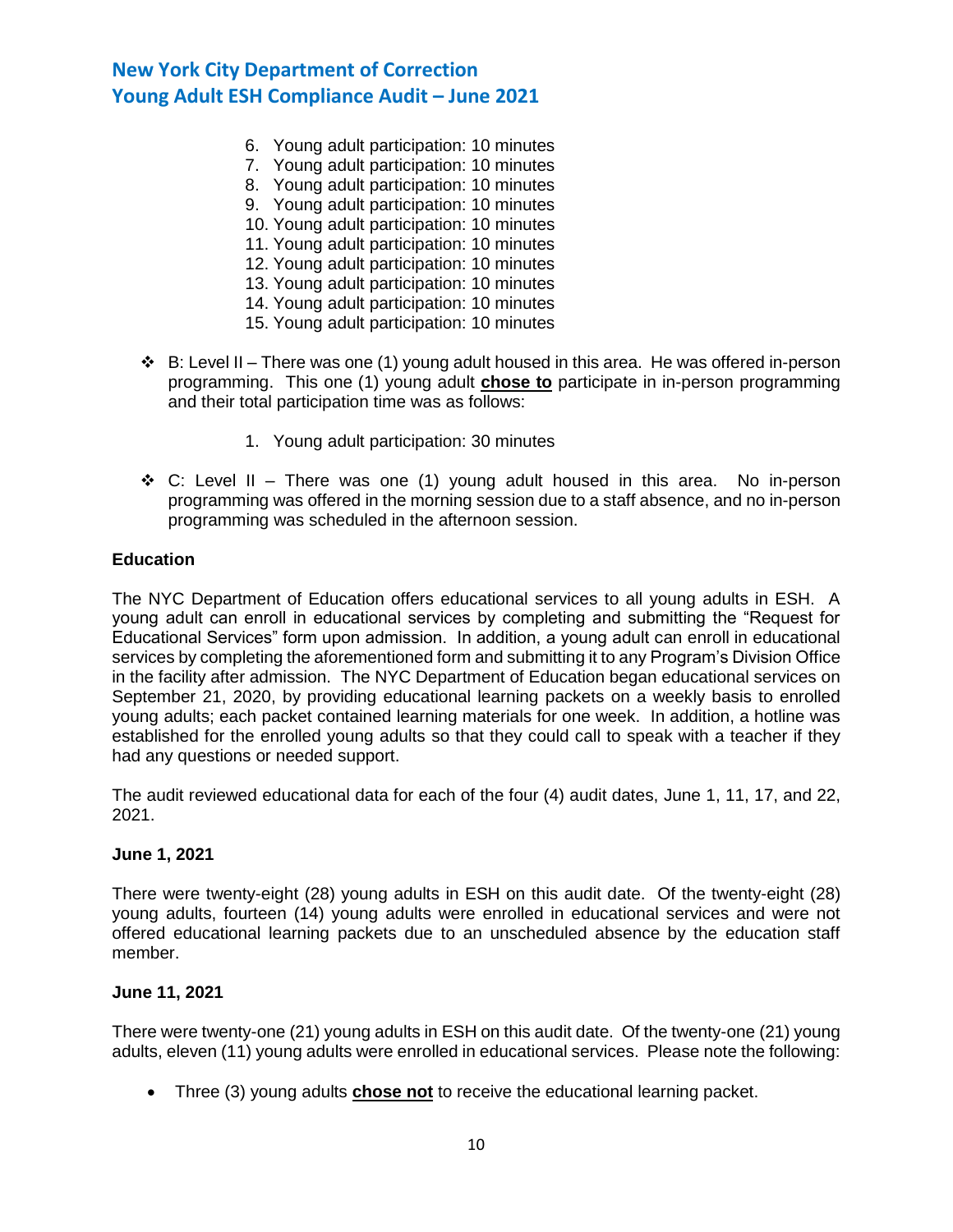6. Young adult participation: 10 minutes
7. Young adult participation: 10 minutes
8. Young adult participation: 10 minutes
9. Young adult participation: 10 minutes
10. Young adult participation: 10 minutes
11. Young adult participation: 10 minutes
12. Young adult participation: 10 minutes
13. Young adult participation: 10 minutes
14. Young adult participation: 10 minutes
15. Young adult participation: 10 minutes

- B: Level II – There was one (1) young adult housed in this area. He was offered in-person programming. This one (1) young adult **chose to** participate in in-person programming and their total participation time was as follows:

  1. Young adult participation: 30 minutes

- C: Level II – There was one (1) young adult housed in this area. No in-person programming was offered in the morning session due to a staff absence, and no in-person programming was scheduled in the afternoon session.

**Education**

The NYC Department of Education offers educational services to all young adults in ESH. A young adult can enroll in educational services by completing and submitting the "Request for Educational Services" form upon admission. In addition, a young adult can enroll in educational services by completing the aforementioned form and submitting it to any Program's Division Office in the facility after admission. The NYC Department of Education began educational services on September 21, 2020, by providing educational learning packets on a weekly basis to enrolled young adults; each packet contained learning materials for one week. In addition, a hotline was established for the enrolled young adults so that they could call to speak with a teacher if they had any questions or needed support.

The audit reviewed educational data for each of the four (4) audit dates, June 1, 11, 17, and 22, 2021.

**June 1, 2021**

There were twenty-eight (28) young adults in ESH on this audit date. Of the twenty-eight (28) young adults, fourteen (14) young adults were enrolled in educational services and were not offered educational learning packets due to an unscheduled absence by the education staff member.

**June 11, 2021**

There were twenty-one (21) young adults in ESH on this audit date. Of the twenty-one (21) young adults, eleven (11) young adults were enrolled in educational services. Please note the following:

- Three (3) young adults **chose not** to receive the educational learning packet.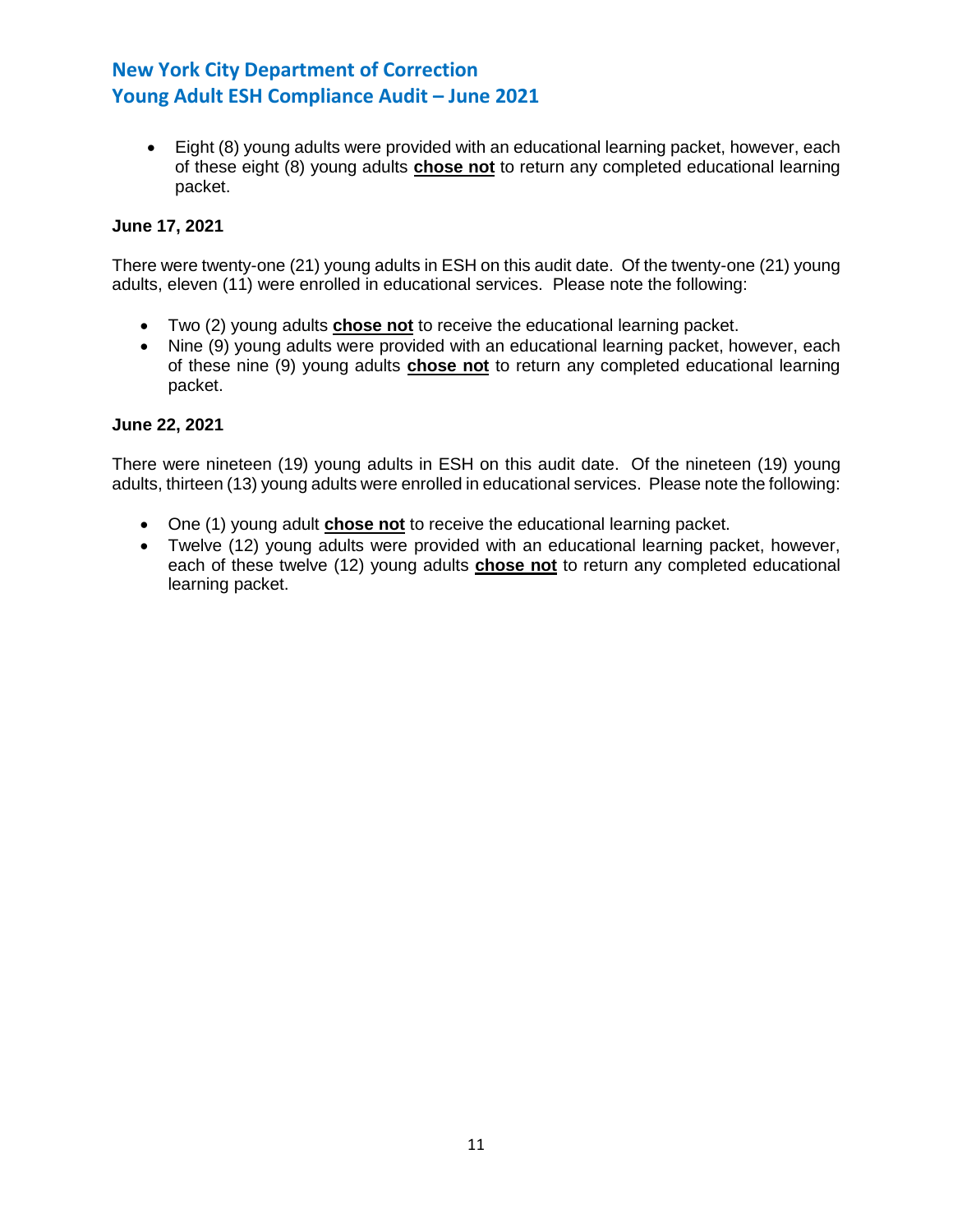- Eight (8) young adults were provided with an educational learning packet, however, each of these eight (8) young adults **chose not** to return any completed educational learning packet.

**June 17, 2021**

There were twenty-one (21) young adults in ESH on this audit date. Of the twenty-one (21) young adults, eleven (11) were enrolled in educational services. Please note the following:

- Two (2) young adults **chose not** to receive the educational learning packet.
- Nine (9) young adults were provided with an educational learning packet, however, each of these nine (9) young adults **chose not** to return any completed educational learning packet.

**June 22, 2021**

There were nineteen (19) young adults in ESH on this audit date. Of the nineteen (19) young adults, thirteen (13) young adults were enrolled in educational services. Please note the following:

- One (1) young adult **chose not** to receive the educational learning packet.
- Twelve (12) young adults were provided with an educational learning packet, however, each of these twelve (12) young adults **chose not** to return any completed educational learning packet.